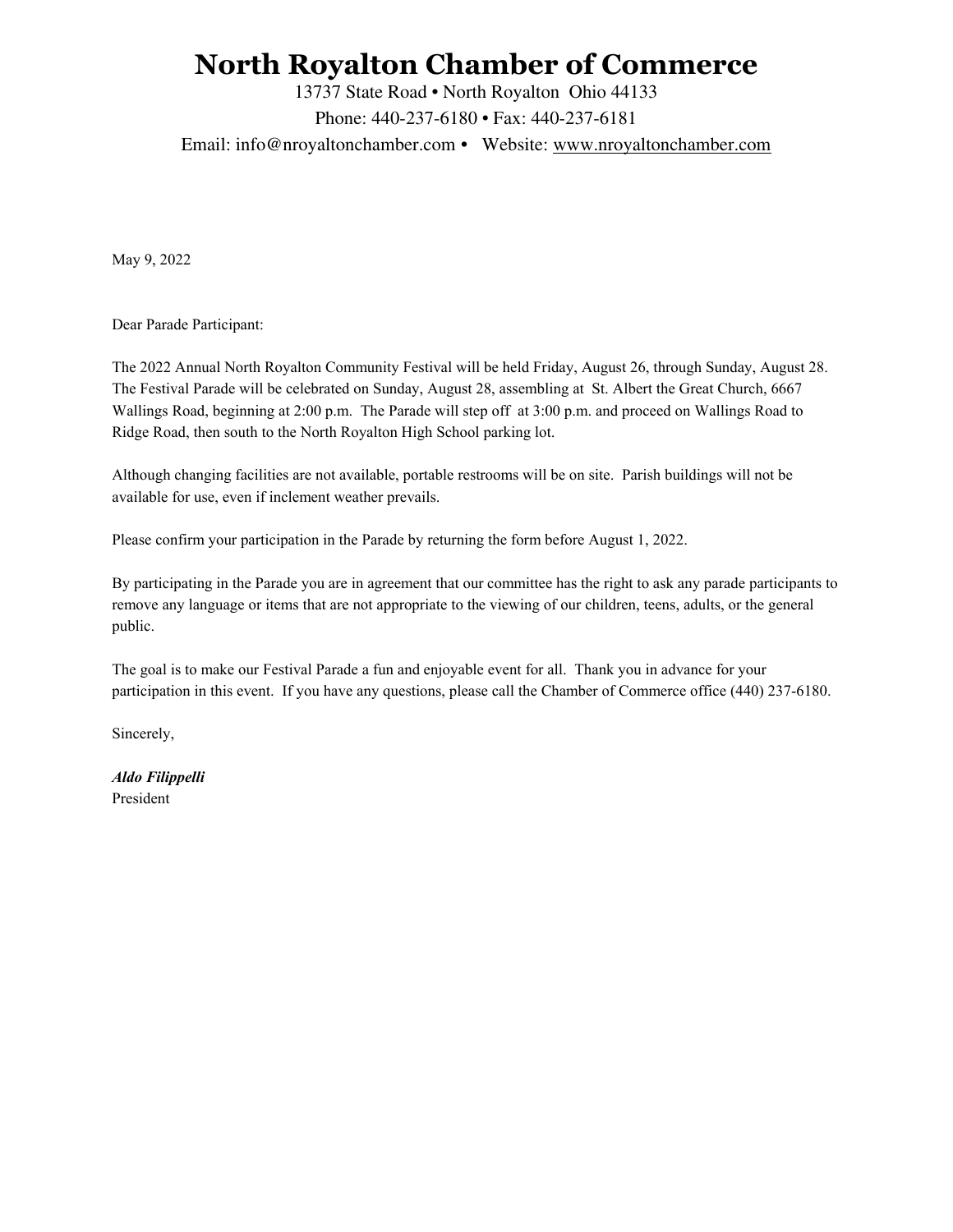# North Royalton Chamber of Commerce

13737 State Road • North Royalton Ohio 44133

Phone: 440-237-6180 • Fax: 440-237-6181

Email: info@nroyaltonchamber.com • Website: www.nroyaltonchamber.com

May 9, 2022

Dear Parade Participant:

The 2022 Annual North Royalton Community Festival will be held Friday, August 26, through Sunday, August 28. The Festival Parade will be celebrated on Sunday, August 28, assembling at St. Albert the Great Church, 6667 Wallings Road, beginning at 2:00 p.m. The Parade will step off at 3:00 p.m. and proceed on Wallings Road to Ridge Road, then south to the North Royalton High School parking lot.

Although changing facilities are not available, portable restrooms will be on site. Parish buildings will not be available for use, even if inclement weather prevails.

Please confirm your participation in the Parade by returning the form before August 1, 2022.

By participating in the Parade you are in agreement that our committee has the right to ask any parade participants to remove any language or items that are not appropriate to the viewing of our children, teens, adults, or the general public.

The goal is to make our Festival Parade a fun and enjoyable event for all. Thank you in advance for your participation in this event. If you have any questions, please call the Chamber of Commerce office (440) 237-6180.

Sincerely,

***Aldo Filippelli***
President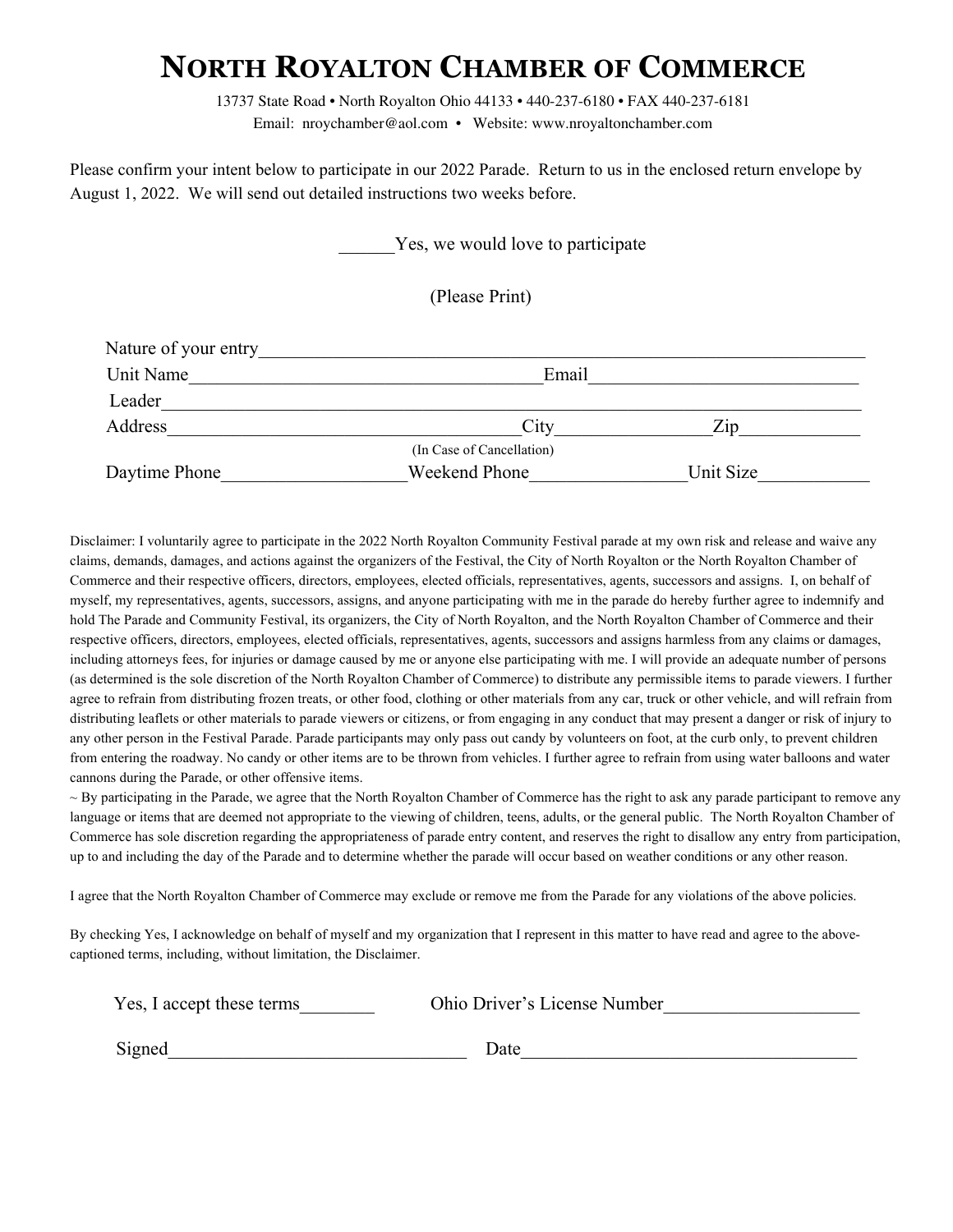# NORTH ROYALTON CHAMBER OF COMMERCE

13737 State Road • North Royalton Ohio 44133 • 440-237-6180 • FAX 440-237-6181
Email: nroychamber@aol.com • Website: www.nroyaltonchamber.com

Please confirm your intent below to participate in our 2022 Parade. Return to us in the enclosed return envelope by August 1, 2022. We will send out detailed instructions two weeks before.

______Yes, we would love to participate

(Please Print)

Nature of your entry______________________________________________________________________

Unit Name_______________________________________Email____________________________

Leader_________________________________________________________________________

Address____________________________________City________________Zip____________

(In Case of Cancellation)

Daytime Phone___________________Weekend Phone________________Unit Size___________

Disclaimer: I voluntarily agree to participate in the 2022 North Royalton Community Festival parade at my own risk and release and waive any claims, demands, damages, and actions against the organizers of the Festival, the City of North Royalton or the North Royalton Chamber of Commerce and their respective officers, directors, employees, elected officials, representatives, agents, successors and assigns. I, on behalf of myself, my representatives, agents, successors, assigns, and anyone participating with me in the parade do hereby further agree to indemnify and hold The Parade and Community Festival, its organizers, the City of North Royalton, and the North Royalton Chamber of Commerce and their respective officers, directors, employees, elected officials, representatives, agents, successors and assigns harmless from any claims or damages, including attorneys fees, for injuries or damage caused by me or anyone else participating with me. I will provide an adequate number of persons (as determined is the sole discretion of the North Royalton Chamber of Commerce) to distribute any permissible items to parade viewers. I further agree to refrain from distributing frozen treats, or other food, clothing or other materials from any car, truck or other vehicle, and will refrain from distributing leaflets or other materials to parade viewers or citizens, or from engaging in any conduct that may present a danger or risk of injury to any other person in the Festival Parade. Parade participants may only pass out candy by volunteers on foot, at the curb only, to prevent children from entering the roadway. No candy or other items are to be thrown from vehicles. I further agree to refrain from using water balloons and water cannons during the Parade, or other offensive items.
~ By participating in the Parade, we agree that the North Royalton Chamber of Commerce has the right to ask any parade participant to remove any language or items that are deemed not appropriate to the viewing of children, teens, adults, or the general public. The North Royalton Chamber of Commerce has sole discretion regarding the appropriateness of parade entry content, and reserves the right to disallow any entry from participation, up to and including the day of the Parade and to determine whether the parade will occur based on weather conditions or any other reason.

I agree that the North Royalton Chamber of Commerce may exclude or remove me from the Parade for any violations of the above policies.

By checking Yes, I acknowledge on behalf of myself and my organization that I represent in this matter to have read and agree to the above-captioned terms, including, without limitation, the Disclaimer.

Yes, I accept these terms________ Ohio Driver's License Number_____________________

Signed________________________________ Date____________________________________